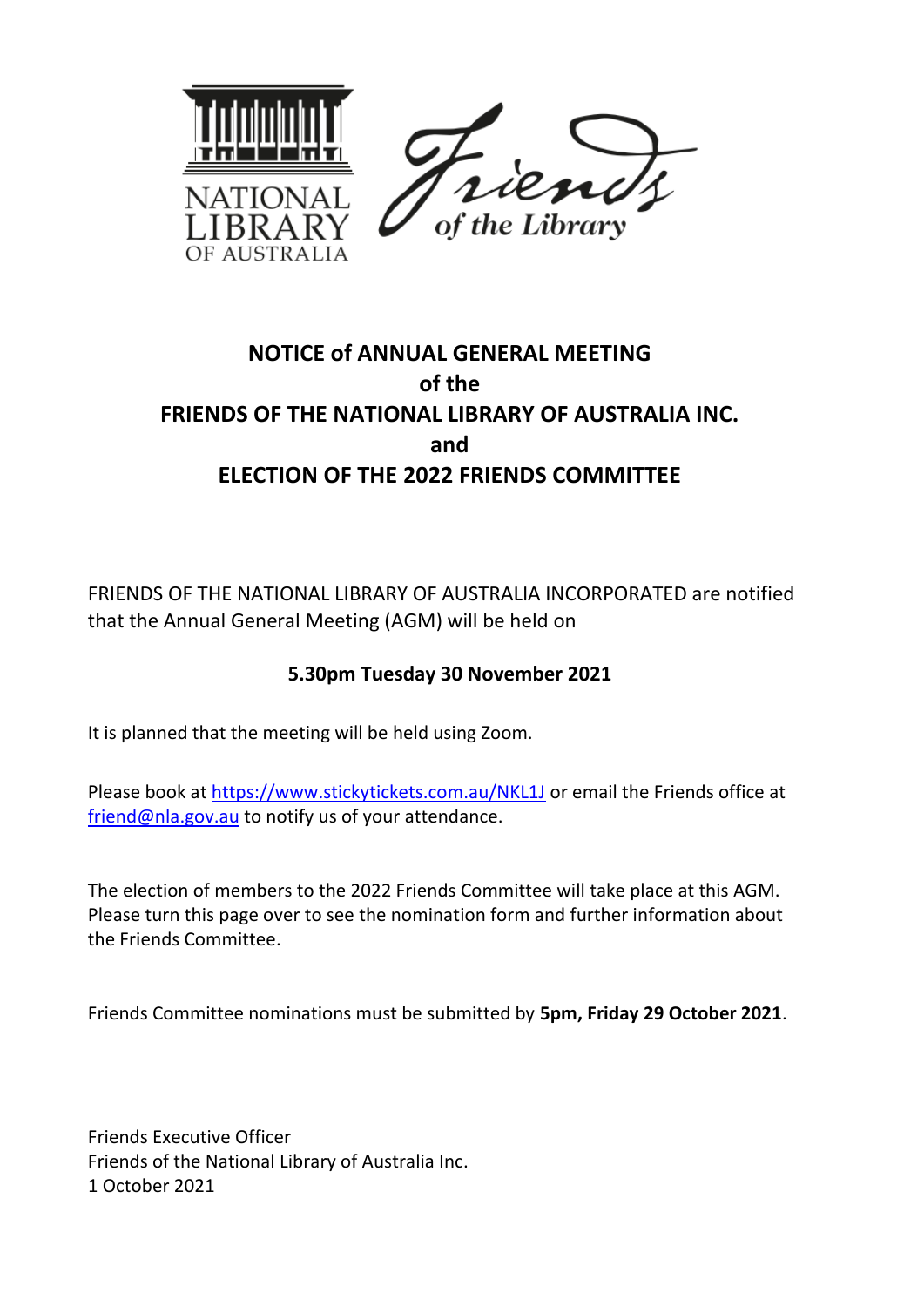NATIONAL LIBRARY OF AUSTRALIA

Friends of the Library

# NOTICE of ANNUAL GENERAL MEETING of the FRIENDS OF THE NATIONAL LIBRARY OF AUSTRALIA INC. and ELECTION OF THE 2022 FRIENDS COMMITTEE

FRIENDS OF THE NATIONAL LIBRARY OF AUSTRALIA INCORPORATED are notified that the Annual General Meeting (AGM) will be held on

**5.30pm Tuesday 30 November 2021**

It is planned that the meeting will be held using Zoom.

Please book at [https://www.stickytickets.com.au/NKL1J](https://www.stickytickets.com.au/NKL1J) or email the Friends office at [friend@nla.gov.au](mailto:friend@nla.gov.au) to notify us of your attendance.

The election of members to the 2022 Friends Committee will take place at this AGM. Please turn this page over to see the nomination form and further information about the Friends Committee.

Friends Committee nominations must be submitted by **5pm, Friday 29 October 2021**.

Friends Executive Officer
Friends of the National Library of Australia Inc.
1 October 2021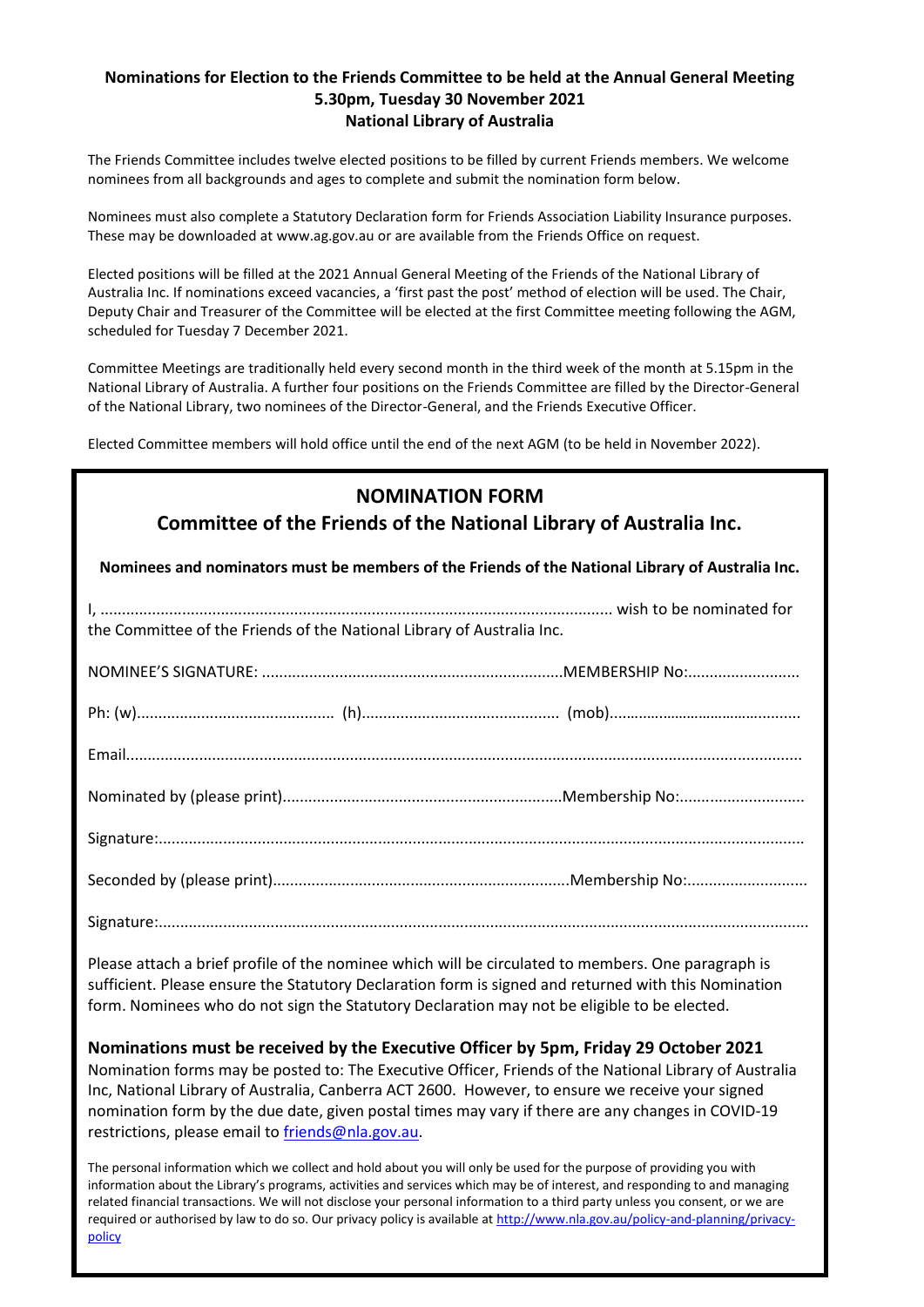**Nominations for Election to the Friends Committee to be held at the Annual General Meeting**
**5.30pm, Tuesday 30 November 2021**
**National Library of Australia**

The Friends Committee includes twelve elected positions to be filled by current Friends members. We welcome nominees from all backgrounds and ages to complete and submit the nomination form below.

Nominees must also complete a Statutory Declaration form for Friends Association Liability Insurance purposes. These may be downloaded at www.ag.gov.au or are available from the Friends Office on request.

Elected positions will be filled at the 2021 Annual General Meeting of the Friends of the National Library of Australia Inc. If nominations exceed vacancies, a 'first past the post' method of election will be used. The Chair, Deputy Chair and Treasurer of the Committee will be elected at the first Committee meeting following the AGM, scheduled for Tuesday 7 December 2021.

Committee Meetings are traditionally held every second month in the third week of the month at 5.15pm in the National Library of Australia. A further four positions on the Friends Committee are filled by the Director-General of the National Library, two nominees of the Director-General, and the Friends Executive Officer.

Elected Committee members will hold office until the end of the next AGM (to be held in November 2022).

## NOMINATION FORM

## Committee of the Friends of the National Library of Australia Inc.

**Nominees and nominators must be members of the Friends of the National Library of Australia Inc.**

I, ........................................................................................................ wish to be nominated for the Committee of the Friends of the National Library of Australia Inc.

NOMINEE'S SIGNATURE: ......................................................................MEMBERSHIP No:..........................

Ph: (w)............................................. (h)............................................. (mob).............................................

Email..........................................................................................................................................................

Nominated by (please print).................................................................Membership No:.............................

Signature:....................................................................................................................................................

Seconded by (please print)....................................................................Membership No:............................

Signature:.....................................................................................................................................................

Please attach a brief profile of the nominee which will be circulated to members. One paragraph is sufficient. Please ensure the Statutory Declaration form is signed and returned with this Nomination form. Nominees who do not sign the Statutory Declaration may not be eligible to be elected.

**Nominations must be received by the Executive Officer by 5pm, Friday 29 October 2021**

Nomination forms may be posted to: The Executive Officer, Friends of the National Library of Australia Inc, National Library of Australia, Canberra ACT 2600. However, to ensure we receive your signed nomination form by the due date, given postal times may vary if there are any changes in COVID-19 restrictions, please email to [friends@nla.gov.au](mailto:friends@nla.gov.au).

The personal information which we collect and hold about you will only be used for the purpose of providing you with information about the Library's programs, activities and services which may be of interest, and responding to and managing related financial transactions. We will not disclose your personal information to a third party unless you consent, or we are required or authorised by law to do so. Our privacy policy is available at [http://www.nla.gov.au/policy-and-planning/privacy-policy](http://www.nla.gov.au/policy-and-planning/privacy-policy)